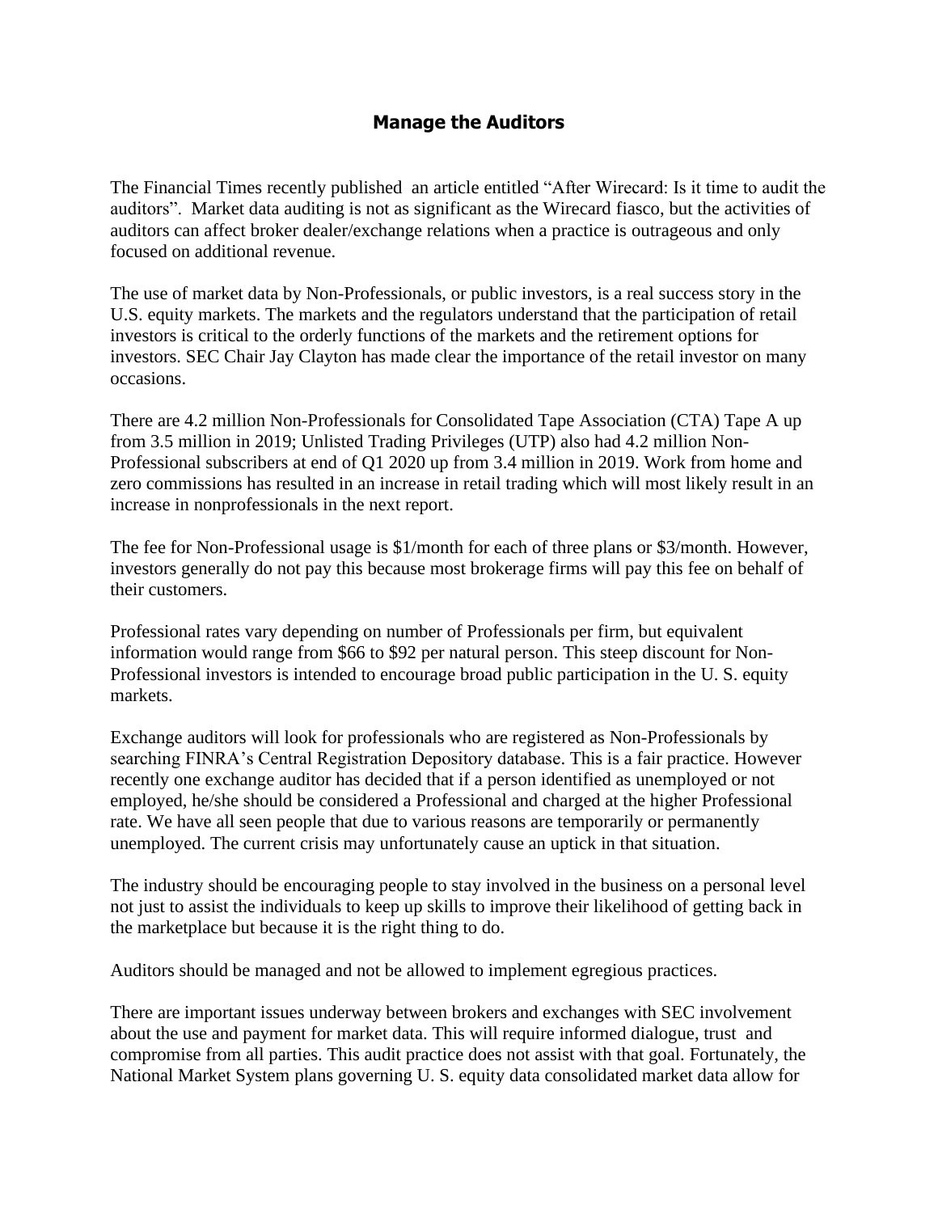## Manage the Auditors

The Financial Times recently published an article entitled "After Wirecard: Is it time to audit the auditors". Market data auditing is not as significant as the Wirecard fiasco, but the activities of auditors can affect broker dealer/exchange relations when a practice is outrageous and only focused on additional revenue.

The use of market data by Non-Professionals, or public investors, is a real success story in the U.S. equity markets. The markets and the regulators understand that the participation of retail investors is critical to the orderly functions of the markets and the retirement options for investors. SEC Chair Jay Clayton has made clear the importance of the retail investor on many occasions.

There are 4.2 million Non-Professionals for Consolidated Tape Association (CTA) Tape A up from 3.5 million in 2019; Unlisted Trading Privileges (UTP) also had 4.2 million Non-Professional subscribers at end of Q1 2020 up from 3.4 million in 2019. Work from home and zero commissions has resulted in an increase in retail trading which will most likely result in an increase in nonprofessionals in the next report.

The fee for Non-Professional usage is $1/month for each of three plans or $3/month. However, investors generally do not pay this because most brokerage firms will pay this fee on behalf of their customers.

Professional rates vary depending on number of Professionals per firm, but equivalent information would range from $66 to $92 per natural person. This steep discount for Non-Professional investors is intended to encourage broad public participation in the U. S. equity markets.

Exchange auditors will look for professionals who are registered as Non-Professionals by searching FINRA's Central Registration Depository database. This is a fair practice. However recently one exchange auditor has decided that if a person identified as unemployed or not employed, he/she should be considered a Professional and charged at the higher Professional rate. We have all seen people that due to various reasons are temporarily or permanently unemployed. The current crisis may unfortunately cause an uptick in that situation.

The industry should be encouraging people to stay involved in the business on a personal level not just to assist the individuals to keep up skills to improve their likelihood of getting back in the marketplace but because it is the right thing to do.

Auditors should be managed and not be allowed to implement egregious practices.

There are important issues underway between brokers and exchanges with SEC involvement about the use and payment for market data. This will require informed dialogue, trust and compromise from all parties. This audit practice does not assist with that goal. Fortunately, the National Market System plans governing U. S. equity data consolidated market data allow for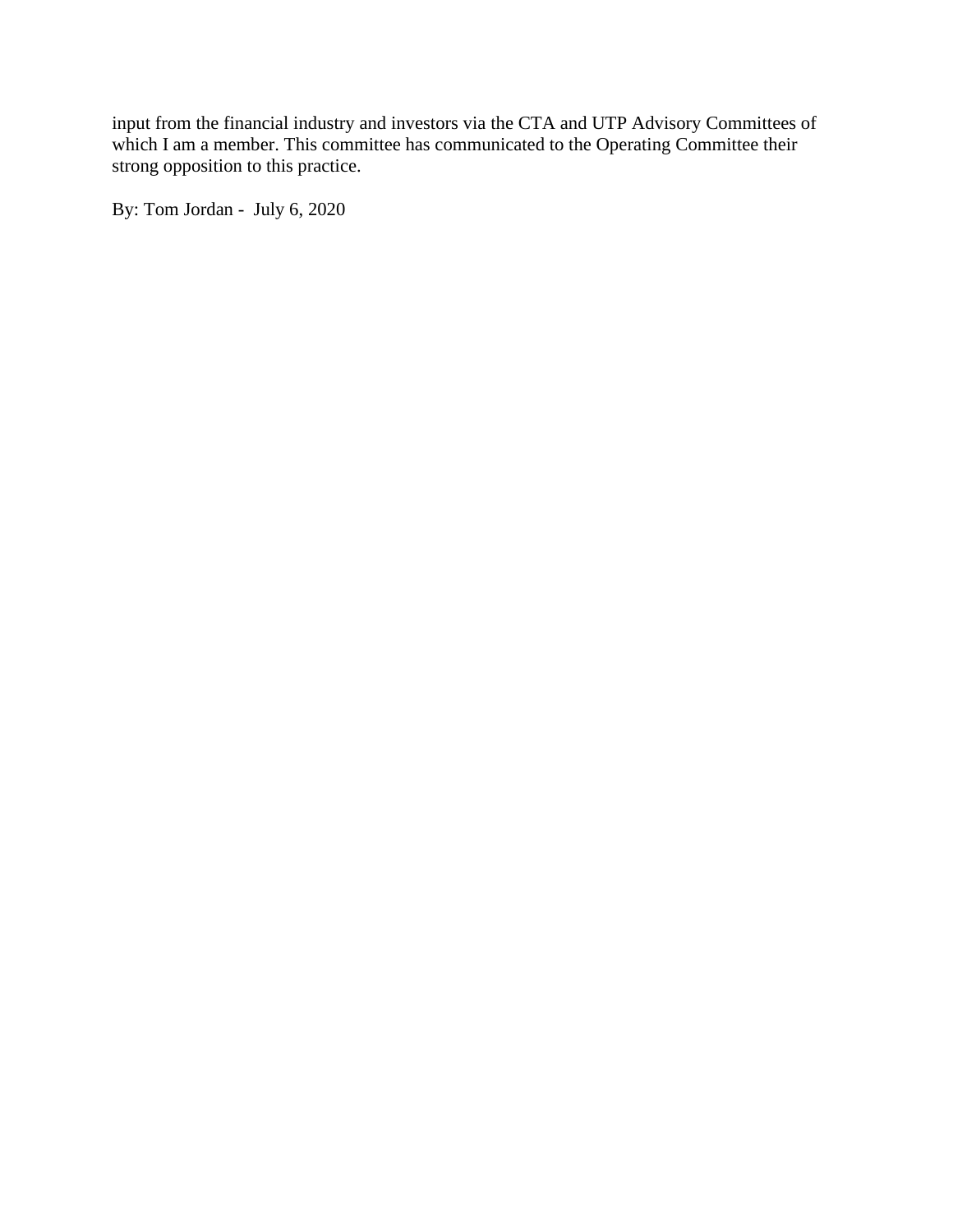input from the financial industry and investors via the CTA and UTP Advisory Committees of which I am a member. This committee has communicated to the Operating Committee their strong opposition to this practice.

By: Tom Jordan - July 6, 2020